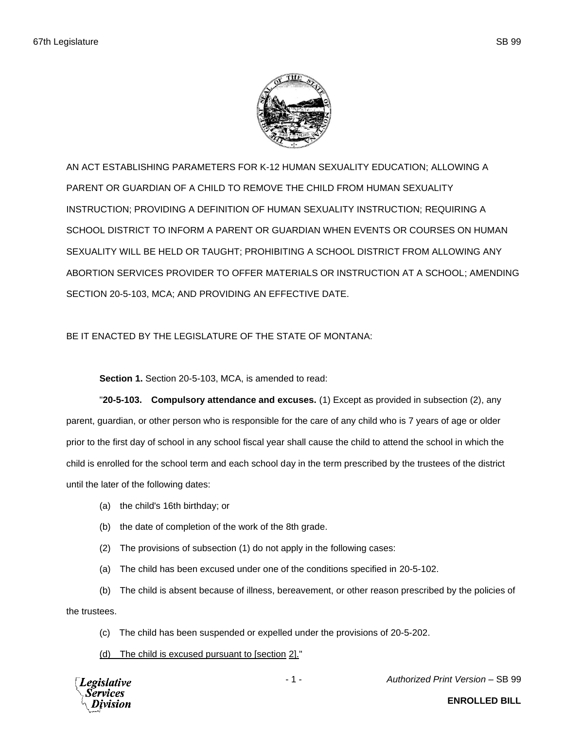AN ACT ESTABLISHING PARAMETERS FOR K-12 HUMAN SEXUALITY EDUCATION; ALLOWING A PARENT OR GUARDIAN OF A CHILD TO REMOVE THE CHILD FROM HUMAN SEXUALITY INSTRUCTION; PROVIDING A DEFINITION OF HUMAN SEXUALITY INSTRUCTION; REQUIRING A SCHOOL DISTRICT TO INFORM A PARENT OR GUARDIAN WHEN EVENTS OR COURSES ON HUMAN SEXUALITY WILL BE HELD OR TAUGHT; PROHIBITING A SCHOOL DISTRICT FROM ALLOWING ANY ABORTION SERVICES PROVIDER TO OFFER MATERIALS OR INSTRUCTION AT A SCHOOL; AMENDING SECTION 20-5-103, MCA; AND PROVIDING AN EFFECTIVE DATE.

BE IT ENACTED BY THE LEGISLATURE OF THE STATE OF MONTANA:

**Section 1.** Section 20-5-103, MCA, is amended to read:

"**20-5-103. Compulsory attendance and excuses.** (1) Except as provided in subsection (2), any parent, guardian, or other person who is responsible for the care of any child who is 7 years of age or older prior to the first day of school in any school fiscal year shall cause the child to attend the school in which the child is enrolled for the school term and each school day in the term prescribed by the trustees of the district until the later of the following dates:

(a) the child's 16th birthday; or

(b) the date of completion of the work of the 8th grade.

(2) The provisions of subsection (1) do not apply in the following cases:

(a) The child has been excused under one of the conditions specified in 20-5-102.

(b) The child is absent because of illness, bereavement, or other reason prescribed by the policies of the trustees.

(c) The child has been suspended or expelled under the provisions of 20-5-202.

<u>(d) The child is excused pursuant to [section 2].</u>"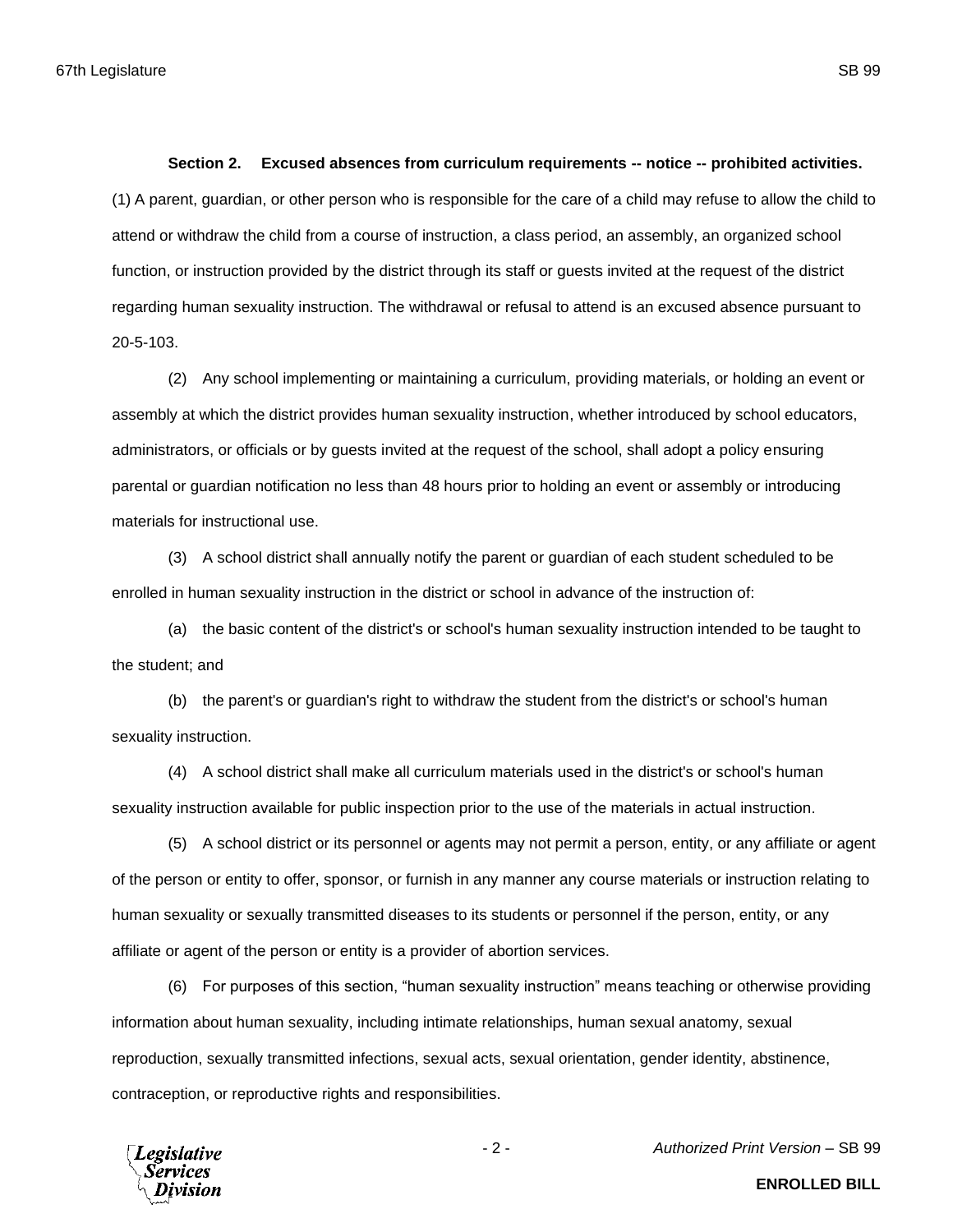**Section 2. Excused absences from curriculum requirements -- notice -- prohibited activities.** (1) A parent, guardian, or other person who is responsible for the care of a child may refuse to allow the child to attend or withdraw the child from a course of instruction, a class period, an assembly, an organized school function, or instruction provided by the district through its staff or guests invited at the request of the district regarding human sexuality instruction. The withdrawal or refusal to attend is an excused absence pursuant to 20-5-103.

(2) Any school implementing or maintaining a curriculum, providing materials, or holding an event or assembly at which the district provides human sexuality instruction, whether introduced by school educators, administrators, or officials or by guests invited at the request of the school, shall adopt a policy ensuring parental or guardian notification no less than 48 hours prior to holding an event or assembly or introducing materials for instructional use.

(3) A school district shall annually notify the parent or guardian of each student scheduled to be enrolled in human sexuality instruction in the district or school in advance of the instruction of:

(a) the basic content of the district's or school's human sexuality instruction intended to be taught to the student; and

(b) the parent's or guardian's right to withdraw the student from the district's or school's human sexuality instruction.

(4) A school district shall make all curriculum materials used in the district's or school's human sexuality instruction available for public inspection prior to the use of the materials in actual instruction.

(5) A school district or its personnel or agents may not permit a person, entity, or any affiliate or agent of the person or entity to offer, sponsor, or furnish in any manner any course materials or instruction relating to human sexuality or sexually transmitted diseases to its students or personnel if the person, entity, or any affiliate or agent of the person or entity is a provider of abortion services.

(6) For purposes of this section, "human sexuality instruction" means teaching or otherwise providing information about human sexuality, including intimate relationships, human sexual anatomy, sexual reproduction, sexually transmitted infections, sexual acts, sexual orientation, gender identity, abstinence, contraception, or reproductive rights and responsibilities.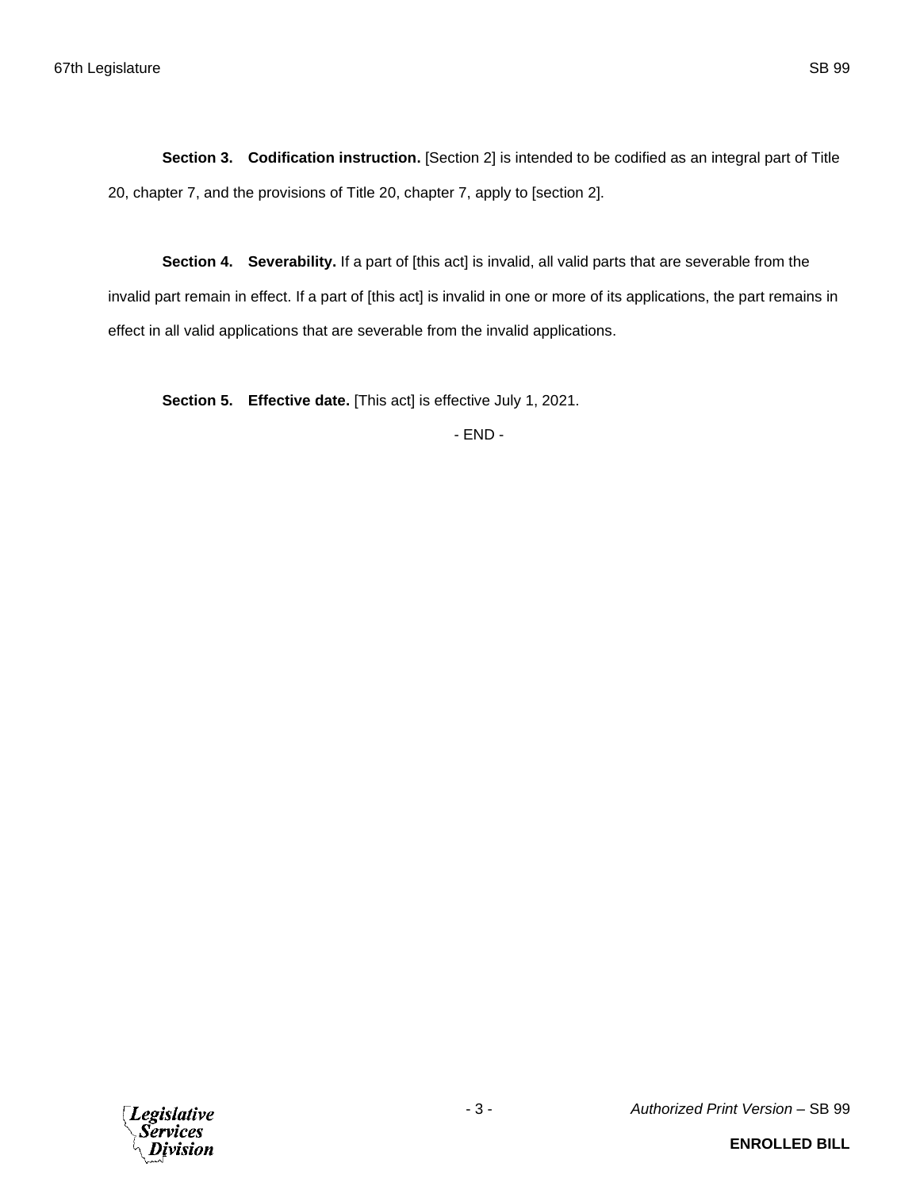**Section 3. Codification instruction.** [Section 2] is intended to be codified as an integral part of Title 20, chapter 7, and the provisions of Title 20, chapter 7, apply to [section 2].

**Section 4. Severability.** If a part of [this act] is invalid, all valid parts that are severable from the invalid part remain in effect. If a part of [this act] is invalid in one or more of its applications, the part remains in effect in all valid applications that are severable from the invalid applications.

**Section 5. Effective date.** [This act] is effective July 1, 2021.

- END -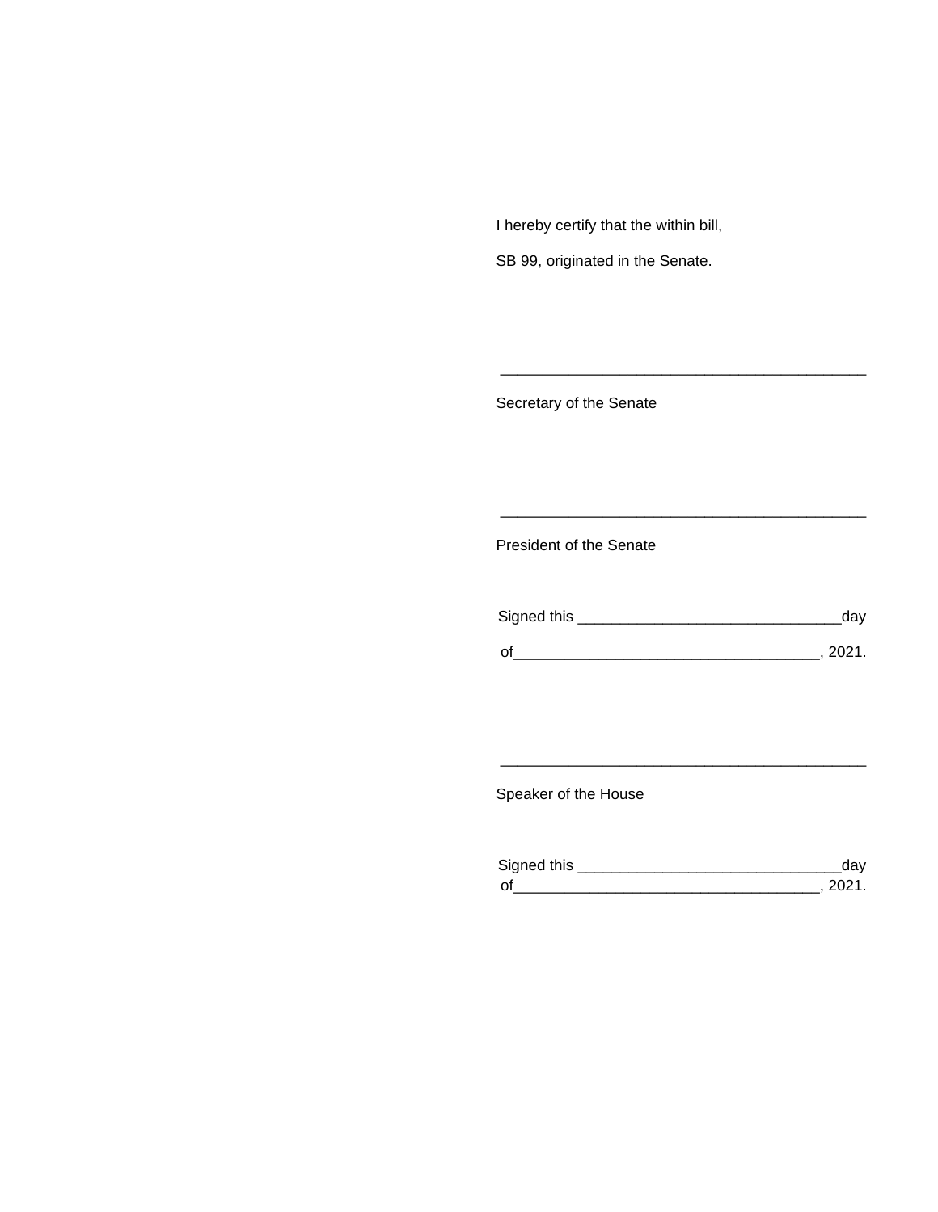I hereby certify that the within bill,

SB 99, originated in the Senate.

\_\_\_\_\_\_\_\_\_\_\_\_\_\_\_\_\_\_\_\_\_\_\_\_\_\_\_\_\_\_\_\_\_\_\_\_\_\_\_\_\_\_\_\_

Secretary of the Senate

\_\_\_\_\_\_\_\_\_\_\_\_\_\_\_\_\_\_\_\_\_\_\_\_\_\_\_\_\_\_\_\_\_\_\_\_\_\_\_\_\_\_\_\_

President of the Senate

Signed this \_\_\_\_\_\_\_\_\_\_\_\_\_\_\_\_\_\_\_\_\_\_\_\_\_\_\_\_\_\_\_day

of\_\_\_\_\_\_\_\_\_\_\_\_\_\_\_\_\_\_\_\_\_\_\_\_\_\_\_\_\_\_\_\_\_\_\_\_, 2021.

\_\_\_\_\_\_\_\_\_\_\_\_\_\_\_\_\_\_\_\_\_\_\_\_\_\_\_\_\_\_\_\_\_\_\_\_\_\_\_\_\_\_\_\_

Speaker of the House

Signed this \_\_\_\_\_\_\_\_\_\_\_\_\_\_\_\_\_\_\_\_\_\_\_\_\_\_\_\_\_\_\_day
of\_\_\_\_\_\_\_\_\_\_\_\_\_\_\_\_\_\_\_\_\_\_\_\_\_\_\_\_\_\_\_\_\_\_\_\_, 2021.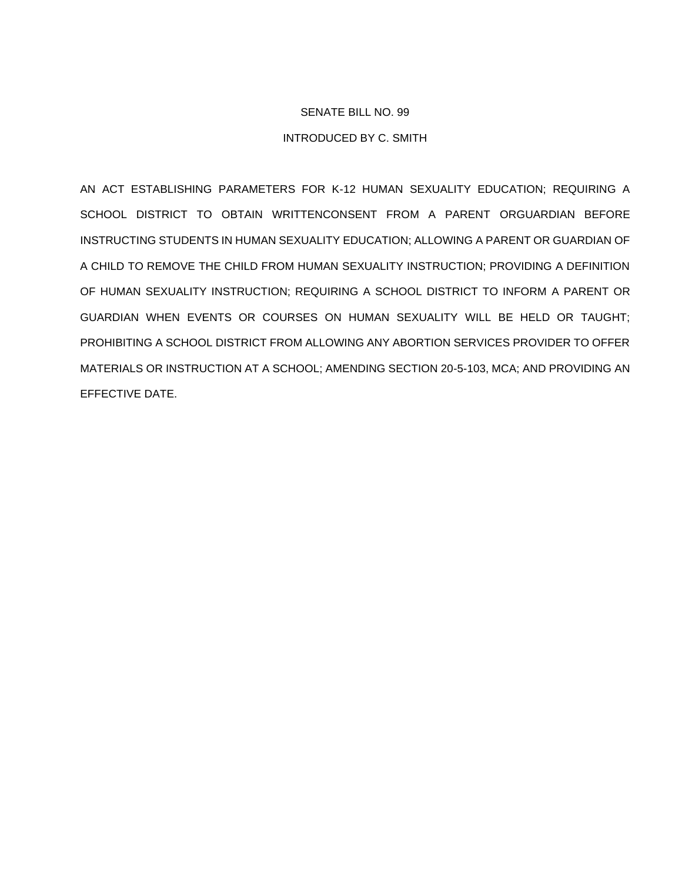SENATE BILL NO. 99

INTRODUCED BY C. SMITH

AN ACT ESTABLISHING PARAMETERS FOR K-12 HUMAN SEXUALITY EDUCATION; REQUIRING A SCHOOL DISTRICT TO OBTAIN WRITTENCONSENT FROM A PARENT ORGUARDIAN BEFORE INSTRUCTING STUDENTS IN HUMAN SEXUALITY EDUCATION; ALLOWING A PARENT OR GUARDIAN OF A CHILD TO REMOVE THE CHILD FROM HUMAN SEXUALITY INSTRUCTION; PROVIDING A DEFINITION OF HUMAN SEXUALITY INSTRUCTION; REQUIRING A SCHOOL DISTRICT TO INFORM A PARENT OR GUARDIAN WHEN EVENTS OR COURSES ON HUMAN SEXUALITY WILL BE HELD OR TAUGHT; PROHIBITING A SCHOOL DISTRICT FROM ALLOWING ANY ABORTION SERVICES PROVIDER TO OFFER MATERIALS OR INSTRUCTION AT A SCHOOL; AMENDING SECTION 20-5-103, MCA; AND PROVIDING AN EFFECTIVE DATE.